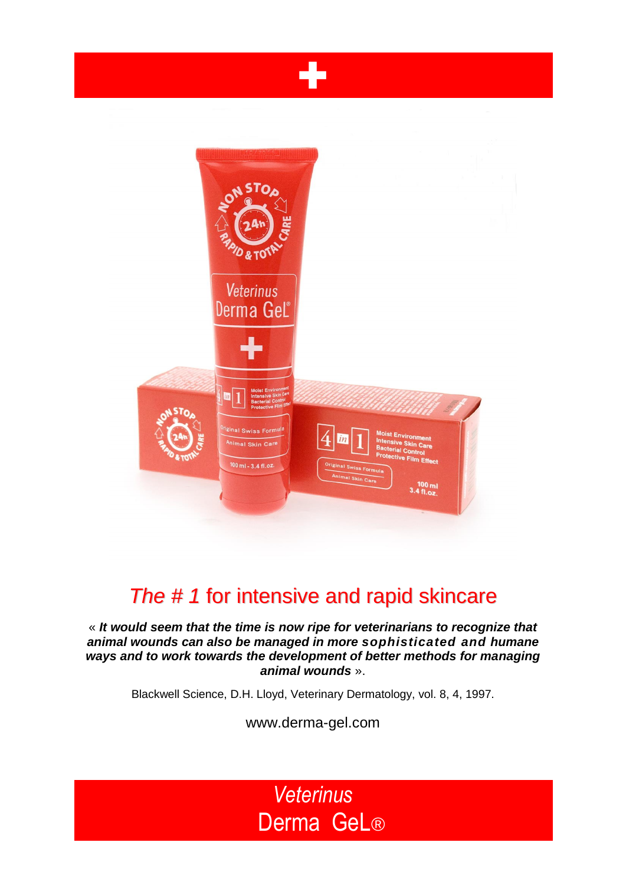# *The # 1* for intensive and rapid skincare

« ***It would seem that the time is now ripe for veterinarians to recognize that animal wounds can also be managed in more sophisticated and humane ways and to work towards the development of better methods for managing animal wounds*** ».

Blackwell Science, D.H. Lloyd, Veterinary Dermatology, vol. 8, 4, 1997.

www.derma-gel.com

*Veterinus*
Derma GeL®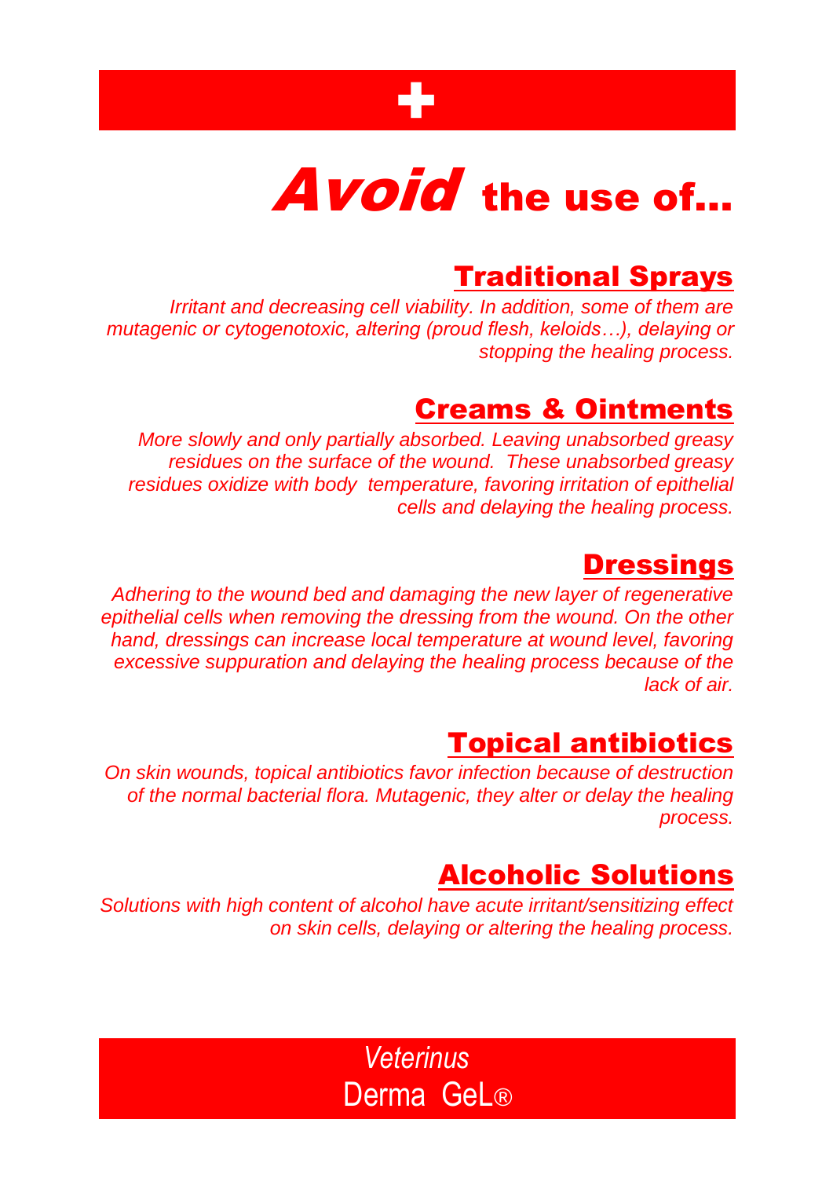✚

# *Avoid* the use of...

## Traditional Sprays

*Irritant and decreasing cell viability. In addition, some of them are mutagenic or cytogenotoxic, altering (proud flesh, keloids…), delaying or stopping the healing process.*

## Creams & Ointments

*More slowly and only partially absorbed. Leaving unabsorbed greasy residues on the surface of the wound. These unabsorbed greasy residues oxidize with body temperature, favoring irritation of epithelial cells and delaying the healing process.*

## Dressings

*Adhering to the wound bed and damaging the new layer of regenerative epithelial cells when removing the dressing from the wound. On the other hand, dressings can increase local temperature at wound level, favoring excessive suppuration and delaying the healing process because of the lack of air.*

## Topical antibiotics

*On skin wounds, topical antibiotics favor infection because of destruction of the normal bacterial flora. Mutagenic, they alter or delay the healing process.*

## Alcoholic Solutions

*Solutions with high content of alcohol have acute irritant/sensitizing effect on skin cells, delaying or altering the healing process.*

*Veterinus*
Derma GeL®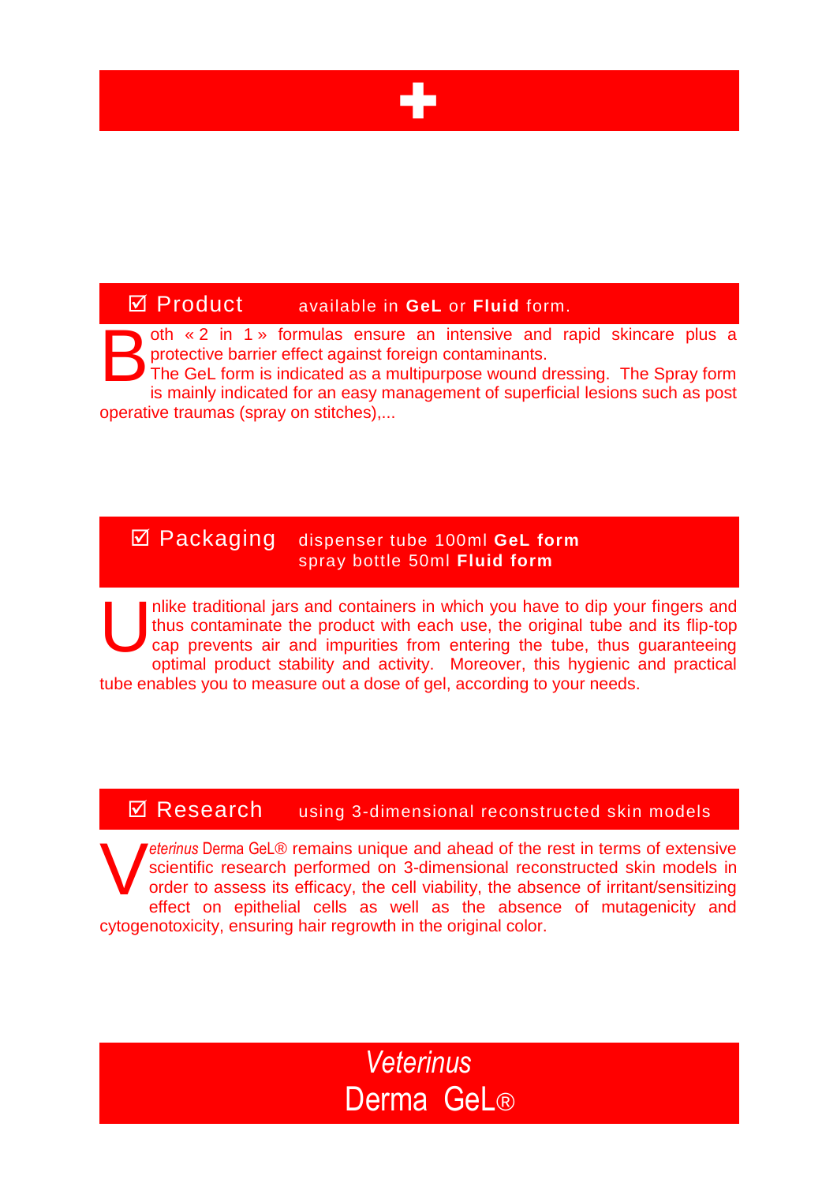## ☑ Product available in **GeL** or **Fluid** form.

Both « 2 in 1 » formulas ensure an intensive and rapid skincare plus a protective barrier effect against foreign contaminants.
The GeL form is indicated as a multipurpose wound dressing. The Spray form is mainly indicated for an easy management of superficial lesions such as post operative traumas (spray on stitches),...

## ☑ Packaging dispenser tube 100ml **GeL form** spray bottle 50ml **Fluid form**

Unlike traditional jars and containers in which you have to dip your fingers and thus contaminate the product with each use, the original tube and its flip-top cap prevents air and impurities from entering the tube, thus guaranteeing optimal product stability and activity. Moreover, this hygienic and practical tube enables you to measure out a dose of gel, according to your needs.

## ☑ Research using 3-dimensional reconstructed skin models

*Veterinus* Derma GeL® remains unique and ahead of the rest in terms of extensive scientific research performed on 3-dimensional reconstructed skin models in order to assess its efficacy, the cell viability, the absence of irritant/sensitizing effect on epithelial cells as well as the absence of mutagenicity and cytogenotoxicity, ensuring hair regrowth in the original color.

*Veterinus*
Derma GeL®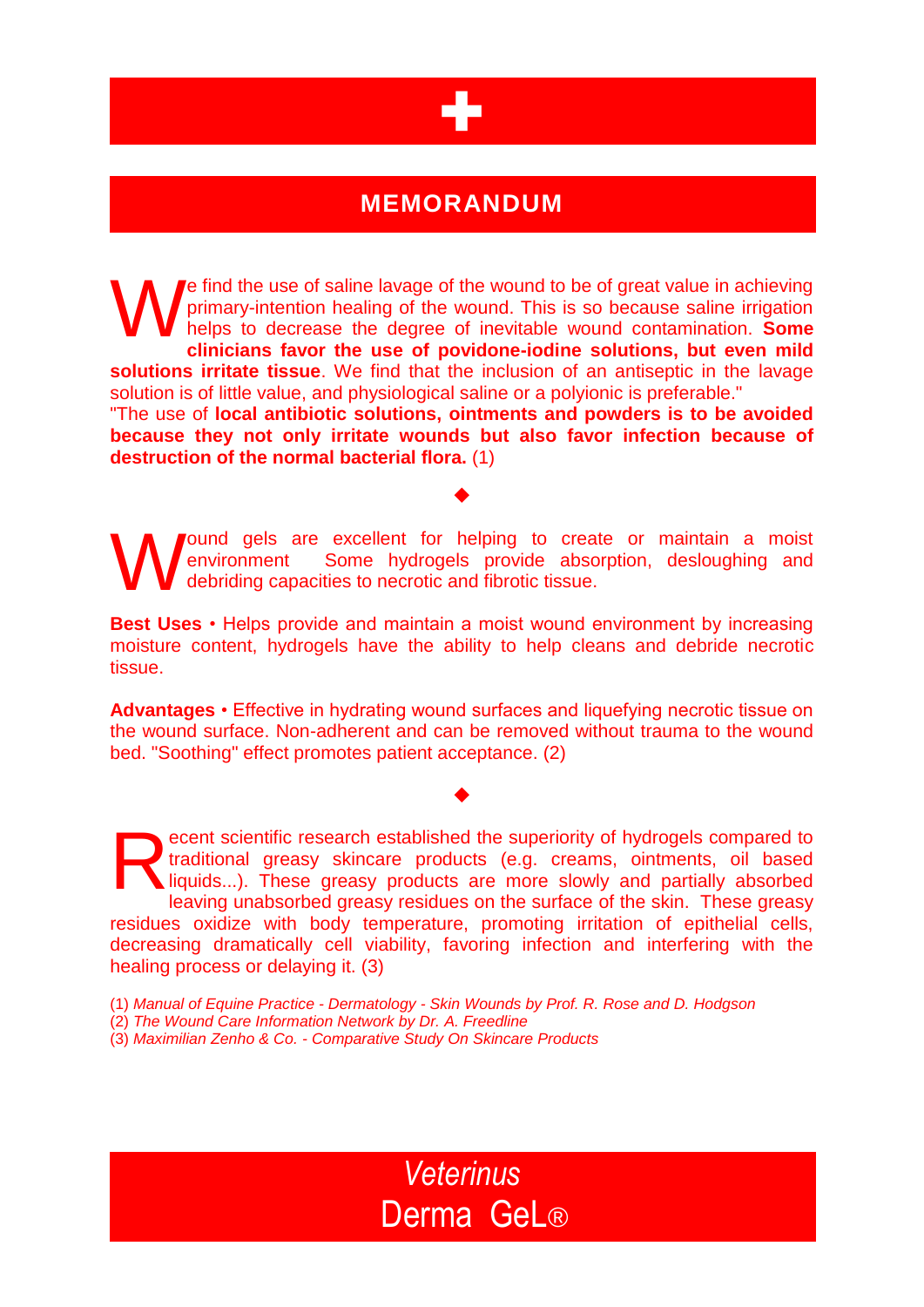# MEMORANDUM

We find the use of saline lavage of the wound to be of great value in achieving primary-intention healing of the wound. This is so because saline irrigation helps to decrease the degree of inevitable wound contamination. **Some clinicians favor the use of povidone-iodine solutions, but even mild solutions irritate tissue**. We find that the inclusion of an antiseptic in the lavage solution is of little value, and physiological saline or a polyionic is preferable."
"The use of **local antibiotic solutions, ointments and powders is to be avoided because they not only irritate wounds but also favor infection because of destruction of the normal bacterial flora.** (1)

◆

Wound gels are excellent for helping to create or maintain a moist environment  Some hydrogels provide absorption, desloughing and debriding capacities to necrotic and fibrotic tissue.

**Best Uses** • Helps provide and maintain a moist wound environment by increasing moisture content, hydrogels have the ability to help cleans and debride necrotic tissue.

**Advantages** • Effective in hydrating wound surfaces and liquefying necrotic tissue on the wound surface. Non-adherent and can be removed without trauma to the wound bed. "Soothing" effect promotes patient acceptance. (2)

◆

Recent scientific research established the superiority of hydrogels compared to traditional greasy skincare products (e.g. creams, ointments, oil based liquids...). These greasy products are more slowly and partially absorbed leaving unabsorbed greasy residues on the surface of the skin. These greasy residues oxidize with body temperature, promoting irritation of epithelial cells, decreasing dramatically cell viability, favoring infection and interfering with the healing process or delaying it. (3)

(1) *Manual of Equine Practice - Dermatology - Skin Wounds by Prof. R. Rose and D. Hodgson*
(2) *The Wound Care Information Network by Dr. A. Freedline*
(3) *Maximilian Zenho & Co. - Comparative Study On Skincare Products*

*Veterinus*
Derma GeL®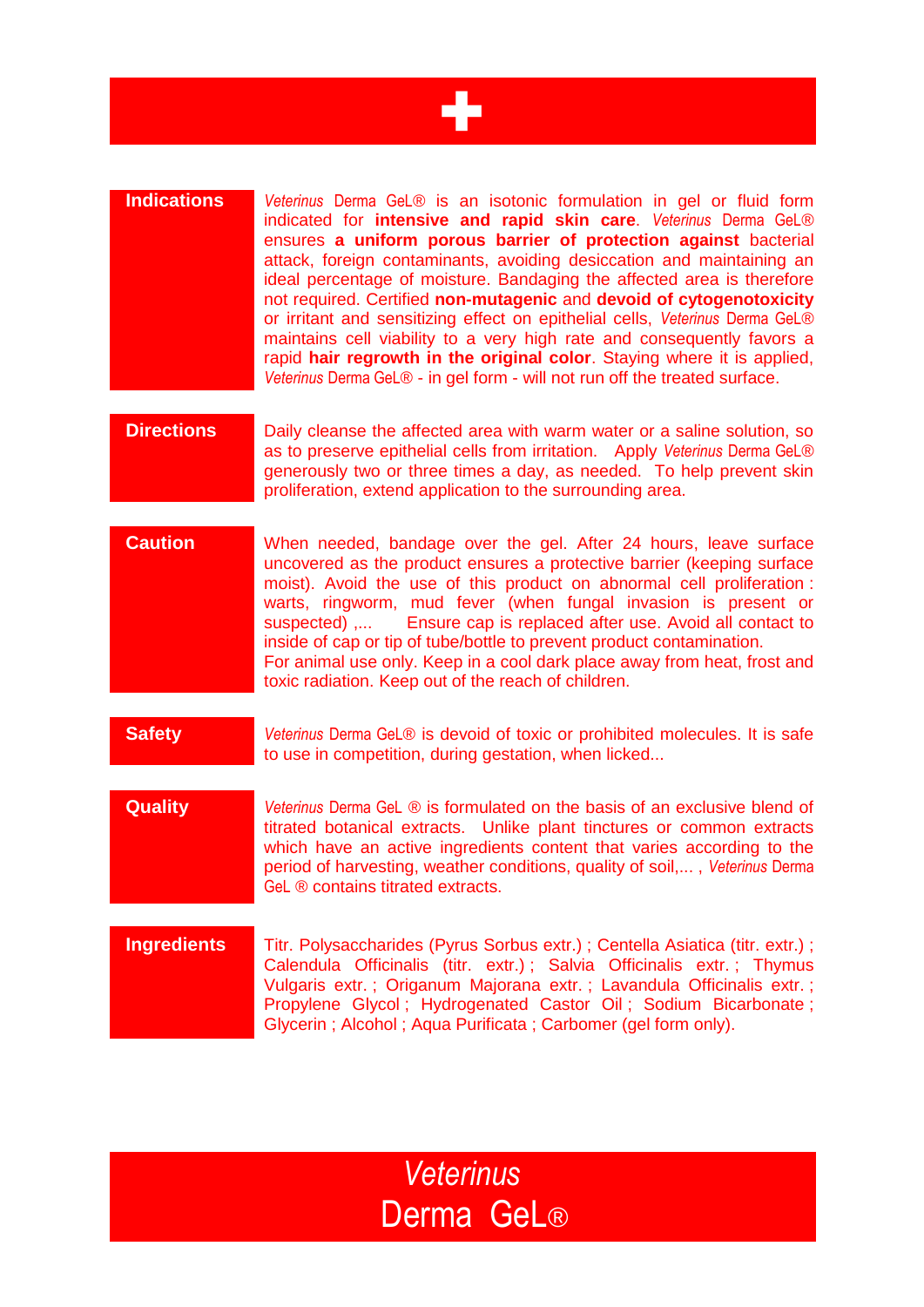## Indications

*Veterinus* Derma GeL® is an isotonic formulation in gel or fluid form indicated for **intensive and rapid skin care**. *Veterinus* Derma GeL® ensures **a uniform porous barrier of protection against** bacterial attack, foreign contaminants, avoiding desiccation and maintaining an ideal percentage of moisture. Bandaging the affected area is therefore not required. Certified **non-mutagenic** and **devoid of cytogenotoxicity** or irritant and sensitizing effect on epithelial cells, *Veterinus* Derma GeL® maintains cell viability to a very high rate and consequently favors a rapid **hair regrowth in the original color**. Staying where it is applied, *Veterinus* Derma GeL® - in gel form - will not run off the treated surface.

## Directions

Daily cleanse the affected area with warm water or a saline solution, so as to preserve epithelial cells from irritation. Apply *Veterinus* Derma GeL® generously two or three times a day, as needed. To help prevent skin proliferation, extend application to the surrounding area.

## Caution

When needed, bandage over the gel. After 24 hours, leave surface uncovered as the product ensures a protective barrier (keeping surface moist). Avoid the use of this product on abnormal cell proliferation : warts, ringworm, mud fever (when fungal invasion is present or suspected) ,... Ensure cap is replaced after use. Avoid all contact to inside of cap or tip of tube/bottle to prevent product contamination.
For animal use only. Keep in a cool dark place away from heat, frost and toxic radiation. Keep out of the reach of children.

## Safety

*Veterinus* Derma GeL® is devoid of toxic or prohibited molecules. It is safe to use in competition, during gestation, when licked...

## Quality

*Veterinus* Derma GeL ® is formulated on the basis of an exclusive blend of titrated botanical extracts. Unlike plant tinctures or common extracts which have an active ingredients content that varies according to the period of harvesting, weather conditions, quality of soil,... , *Veterinus* Derma GeL ® contains titrated extracts.

## Ingredients

Titr. Polysaccharides (Pyrus Sorbus extr.) ; Centella Asiatica (titr. extr.) ; Calendula Officinalis (titr. extr.) ; Salvia Officinalis extr. ; Thymus Vulgaris extr. ; Origanum Majorana extr. ; Lavandula Officinalis extr. ; Propylene Glycol ; Hydrogenated Castor Oil ; Sodium Bicarbonate ; Glycerin ; Alcohol ; Aqua Purificata ; Carbomer (gel form only).

*Veterinus*
Derma GeL®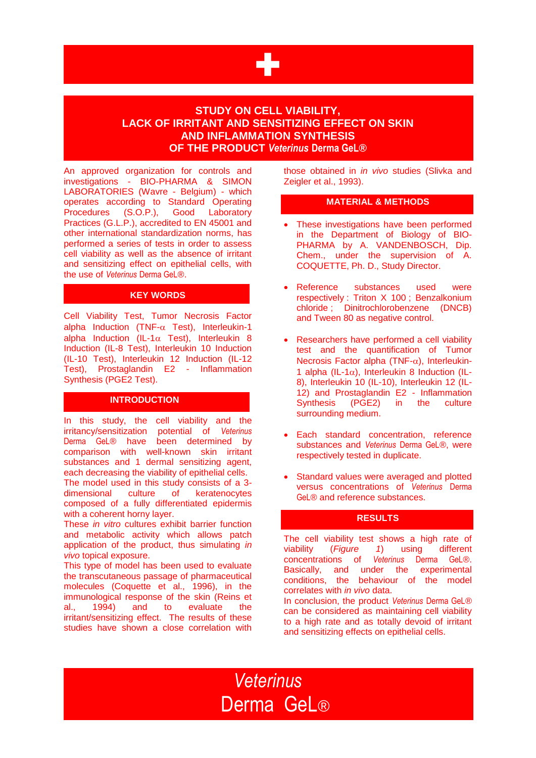# STUDY ON CELL VIABILITY, LACK OF IRRITANT AND SENSITIZING EFFECT ON SKIN AND INFLAMMATION SYNTHESIS OF THE PRODUCT *Veterinus* Derma GeL®

An approved organization for controls and investigations - BIO-PHARMA & SIMON LABORATORIES (Wavre - Belgium) - which operates according to Standard Operating Procedures (S.O.P.), Good Laboratory Practices (G.L.P.), accredited to EN 45001 and other international standardization norms, has performed a series of tests in order to assess cell viability as well as the absence of irritant and sensitizing effect on epithelial cells, with the use of *Veterinus* Derma GeL®.

## KEY WORDS

Cell Viability Test, Tumor Necrosis Factor alpha Induction (TNF-$\alpha$ Test), Interleukin-1 alpha Induction (IL-1$\alpha$ Test), Interleukin 8 Induction (IL-8 Test), Interleukin 10 Induction (IL-10 Test), Interleukin 12 Induction (IL-12 Test), Prostaglandin E2 - Inflammation Synthesis (PGE2 Test).

## INTRODUCTION

In this study, the cell viability and the irritancy/sensitization potential of *Veterinus* Derma GeL® have been determined by comparison with well-known skin irritant substances and 1 dermal sensitizing agent, each decreasing the viability of epithelial cells.
The model used in this study consists of a 3-dimensional culture of keratinocytes composed of a fully differentiated epidermis with a coherent horny layer.
These *in vitro* cultures exhibit barrier function and metabolic activity which allows patch application of the product, thus simulating *in vivo* topical exposure.
This type of model has been used to evaluate the transcutaneous passage of pharmaceutical molecules (Coquette et al., 1996), in the immunological response of the skin (Reins et al., 1994) and to evaluate the irritant/sensitizing effect. The results of these studies have shown a close correlation with those obtained in *in vivo* studies (Slivka and Zeigler et al., 1993).

## MATERIAL & METHODS

- These investigations have been performed in the Department of Biology of BIO-PHARMA by A. VANDENBOSCH, Dip. Chem., under the supervision of A. COQUETTE, Ph. D., Study Director.
- Reference substances used were respectively : Triton X 100 ; Benzalkonium chloride ; Dinitrochlorobenzene (DNCB) and Tween 80 as negative control.
- Researchers have performed a cell viability test and the quantification of Tumor Necrosis Factor alpha (TNF-$\alpha$), Interleukin-1 alpha (IL-1$\alpha$), Interleukin 8 Induction (IL-8), Interleukin 10 (IL-10), Interleukin 12 (IL-12) and Prostaglandin E2 - Inflammation Synthesis (PGE2) in the culture surrounding medium.
- Each standard concentration, reference substances and *Veterinus* Derma GeL®, were respectively tested in duplicate.
- Standard values were averaged and plotted versus concentrations of *Veterinus* Derma GeL® and reference substances.

## RESULTS

The cell viability test shows a high rate of viability (*Figure 1*) using different concentrations of *Veterinus* Derma GeL®. Basically, and under the experimental conditions, the behaviour of the model correlates with *in vivo* data.
In conclusion, the product *Veterinus* Derma GeL® can be considered as maintaining cell viability to a high rate and as totally devoid of irritant and sensitizing effects on epithelial cells.

*Veterinus*
Derma GeL®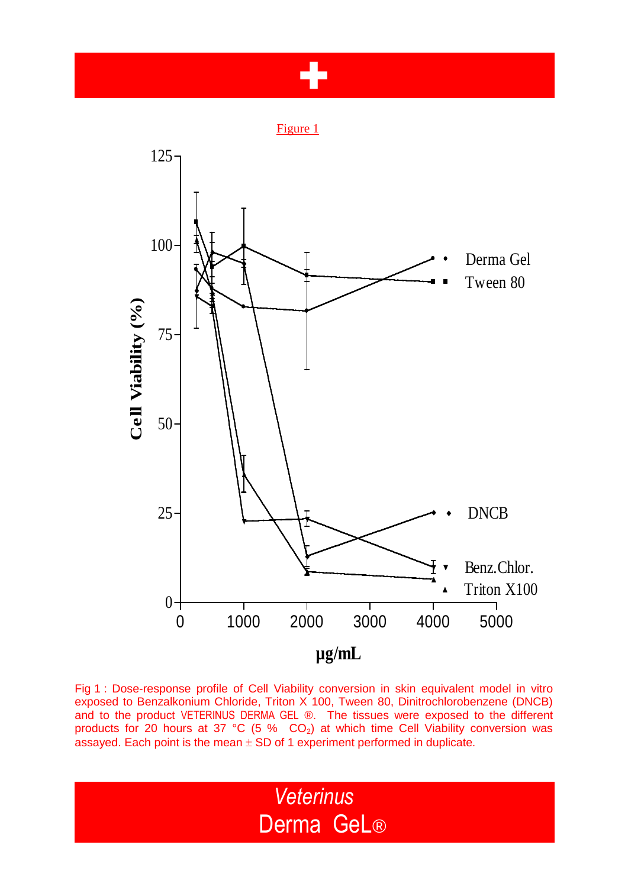Figure 1

Fig 1 : Dose-response profile of Cell Viability conversion in skin equivalent model in vitro exposed to Benzalkonium Chloride, Triton X 100, Tween 80, Dinitrochlorobenzene (DNCB) and to the product VETERINUS DERMA GEL ®. The tissues were exposed to the different products for 20 hours at 37 °C (5 % $CO_2$) at which time Cell Viability conversion was assayed. Each point is the mean ± SD of 1 experiment performed in duplicate.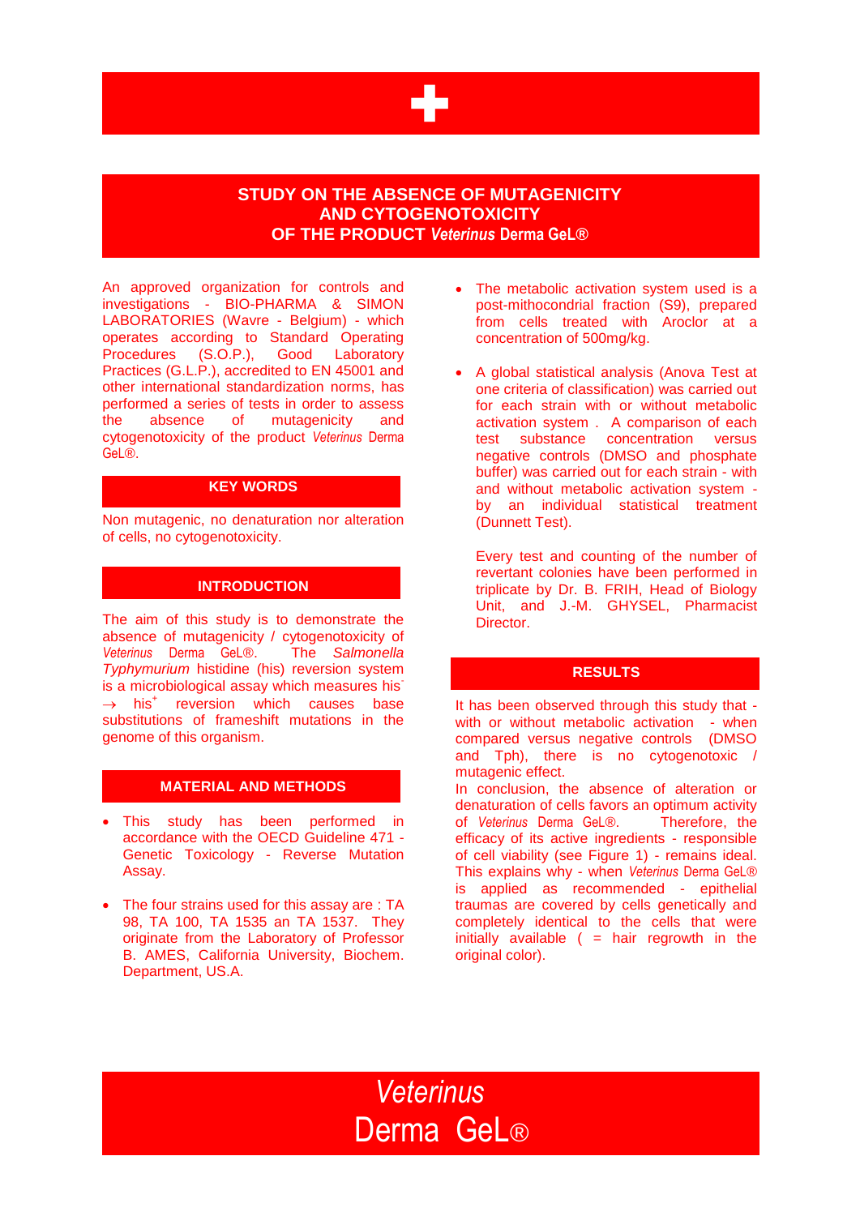# STUDY ON THE ABSENCE OF MUTAGENICITY AND CYTOGENOTOXICITY OF THE PRODUCT *Veterinus* Derma GeL®

An approved organization for controls and investigations - BIO-PHARMA & SIMON LABORATORIES (Wavre - Belgium) - which operates according to Standard Operating Procedures (S.O.P.), Good Laboratory Practices (G.L.P.), accredited to EN 45001 and other international standardization norms, has performed a series of tests in order to assess the absence of mutagenicity and cytogenotoxicity of the product *Veterinus* Derma GeL®.

## KEY WORDS

Non mutagenic, no denaturation nor alteration of cells, no cytogenotoxicity.

## INTRODUCTION

The aim of this study is to demonstrate the absence of mutagenicity / cytogenotoxicity of *Veterinus* Derma GeL®. The *Salmonella Typhymurium* histidine (his) reversion system is a microbiological assay which measures $his^- \rightarrow his^+$ reversion which causes base substitutions of frameshift mutations in the genome of this organism.

## MATERIAL AND METHODS

- This study has been performed in accordance with the OECD Guideline 471 - Genetic Toxicology - Reverse Mutation Assay.
- The four strains used for this assay are : TA 98, TA 100, TA 1535 an TA 1537. They originate from the Laboratory of Professor B. AMES, California University, Biochem. Department, US.A.
- The metabolic activation system used is a post-mithocondrial fraction (S9), prepared from cells treated with Aroclor at a concentration of 500mg/kg.
- A global statistical analysis (Anova Test at one criteria of classification) was carried out for each strain with or without metabolic activation system . A comparison of each test substance concentration versus negative controls (DMSO and phosphate buffer) was carried out for each strain - with and without metabolic activation system - by an individual statistical treatment (Dunnett Test).

  Every test and counting of the number of revertant colonies have been performed in triplicate by Dr. B. FRIH, Head of Biology Unit, and J.-M. GHYSEL, Pharmacist Director.

## RESULTS

It has been observed through this study that - with or without metabolic activation - when compared versus negative controls (DMSO and Tph), there is no cytogenotoxic / mutagenic effect.
In conclusion, the absence of alteration or denaturation of cells favors an optimum activity of *Veterinus* Derma GeL®. Therefore, the efficacy of its active ingredients - responsible of cell viability (see Figure 1) - remains ideal. This explains why - when *Veterinus* Derma GeL® is applied as recommended - epithelial traumas are covered by cells genetically and completely identical to the cells that were initially available ( = hair regrowth in the original color).

*Veterinus*
Derma GeL®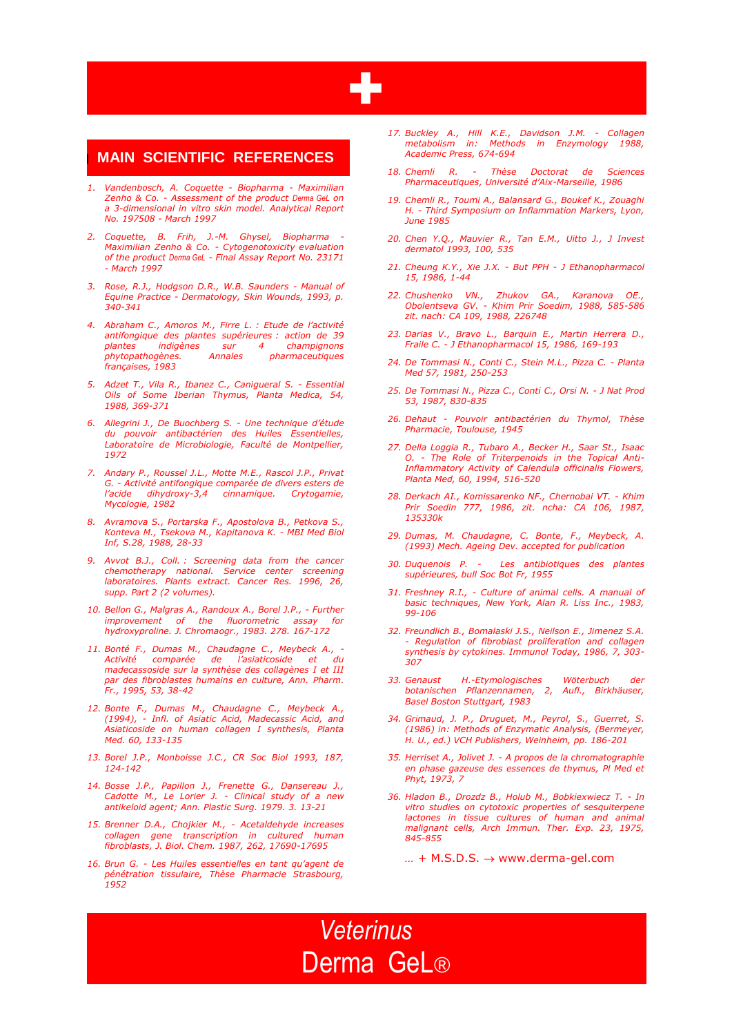## MAIN SCIENTIFIC REFERENCES

1. *Vandenbosch, A. Coquette - Biopharma - Maximilian Zenho & Co. - Assessment of the product Derma GeL on a 3-dimensional in vitro skin model. Analytical Report No. 197508 - March 1997*

2. *Coquette, B. Frih, J.-M. Ghysel, Biopharma - Maximilian Zenho & Co. - Cytogenotoxicity evaluation of the product Derma GeL - Final Assay Report No. 23171 - March 1997*

3. *Rose, R.J., Hodgson D.R., W.B. Saunders - Manual of Equine Practice - Dermatology, Skin Wounds, 1993, p. 340-341*

4. *Abraham C., Amoros M., Firre L. : Etude de l'activité antifongique des plantes supérieures : action de 39 plantes indigènes sur 4 champignons phytopathogènes. Annales pharmaceutiques françaises, 1983*

5. *Adzet T., Vila R., Ibanez C., Canigueral S. - Essential Oils of Some Iberian Thymus, Planta Medica, 54, 1988, 369-371*

6. *Allegrini J., De Buochberg S. - Une technique d'étude du pouvoir antibactérien des Huiles Essentielles, Laboratoire de Microbiologie, Faculté de Montpellier, 1972*

7. *Andary P., Roussel J.L., Motte M.E., Rascol J.P., Privat G. - Activité antifongique comparée de divers esters de l'acide dihydroxy-3,4 cinnamique. Crytogamie, Mycologie, 1982*

8. *Avramova S., Portarska F., Apostolova B., Petkova S., Konteva M., Tsekova M., Kapitanova K. - MBI Med Biol Inf, S.28, 1988, 28-33*

9. *Avvot B.J., Coll. : Screening data from the cancer chemotherapy national. Service center screening laboratoires. Plants extract. Cancer Res. 1996, 26, supp. Part 2 (2 volumes).*

10. *Bellon G., Malgras A., Randoux A., Borel J.P., - Further improvement of the fluorometric assay for hydroxyproline. J. Chromaogr., 1983. 278. 167-172*

11. *Bonté F., Dumas M., Chaudagne C., Meybeck A., - Activité comparée de l'asiaticoside et du madecassoside sur la synthèse des collagènes I et III par des fibroblastes humains en culture, Ann. Pharm. Fr., 1995, 53, 38-42*

12. *Bonte F., Dumas M., Chaudagne C., Meybeck A., (1994), - Infl. of Asiatic Acid, Madecassic Acid, and Asiaticoside on human collagen I synthesis, Planta Med. 60, 133-135*

13. *Borel J.P., Monboisse J.C., CR Soc Biol 1993, 187, 124-142*

14. *Bosse J.P., Papillon J., Frenette G., Dansereau J., Cadotte M., Le Lorier J. - Clinical study of a new antikeloid agent; Ann. Plastic Surg. 1979. 3. 13-21*

15. *Brenner D.A., Chojkier M., - Acetaldehyde increases collagen gene transcription in cultured human fibroblasts, J. Biol. Chem. 1987, 262, 17690-17695*

16. *Brun G. - Les Huiles essentielles en tant qu'agent de pénétration tissulaire, Thèse Pharmacie Strasbourg, 1952*

17. *Buckley A., Hill K.E., Davidson J.M. - Collagen metabolism in: Methods in Enzymology 1988, Academic Press, 674-694*

18. *Chemli R. - Thèse Doctorat de Sciences Pharmaceutiques, Université d'Aix-Marseille, 1986*

19. *Chemli R., Toumi A., Balansard G., Boukef K., Zouaghi H. - Third Symposium on Inflammation Markers, Lyon, June 1985*

20. *Chen Y.Q., Mauvier R., Tan E.M., Uitto J., J Invest dermatol 1993, 100, 535*

21. *Cheung K.Y., Xie J.X. - But PPH - J Ethanopharmacol 15, 1986, 1-44*

22. *Chushenko VN., Zhukov GA., Karanova OE., Obolentseva GV. - Khim Prir Soedim, 1988, 585-586 zit. nach: CA 109, 1988, 226748*

23. *Darias V., Bravo L., Barquin E., Martin Herrera D., Fraile C. - J Ethanopharmacol 15, 1986, 169-193*

24. *De Tommasi N., Conti C., Stein M.L., Pizza C. - Planta Med 57, 1981, 250-253*

25. *De Tommasi N., Pizza C., Conti C., Orsi N. - J Nat Prod 53, 1987, 830-835*

26. *Dehaut - Pouvoir antibactérien du Thymol, Thèse Pharmacie, Toulouse, 1945*

27. *Della Loggia R., Tubaro A., Becker H., Saar St., Isaac O. - The Role of Triterpenoids in the Topical Anti-Inflammatory Activity of Calendula officinalis Flowers, Planta Med, 60, 1994, 516-520*

28. *Derkach AI., Komissarenko NF., Chernobai VT. - Khim Prir Soedin 777, 1986, zit. ncha: CA 106, 1987, 135330k*

29. *Dumas, M. Chaudagne, C. Bonte, F., Meybeck, A. (1993) Mech. Ageing Dev. accepted for publication*

30. *Duquenois P. - Les antibiotiques des plantes supérieures, bull Soc Bot Fr, 1955*

31. *Freshney R.I., - Culture of animal cells. A manual of basic techniques, New York, Alan R. Liss Inc., 1983, 99-106*

32. *Freundlich B., Bomalaski J.S., Neilson E., Jimenez S.A. - Regulation of fibroblast proliferation and collagen synthesis by cytokines. Immunol Today, 1986, 7, 303-307*

33. *Genaust H.-Etymologisches Wöterbuch der botanischen Pflanzennamen, 2, Aufl., Birkhäuser, Basel Boston Stuttgart, 1983*

34. *Grimaud, J. P., Druguet, M., Peyrol, S., Guerret, S. (1986) in: Methods of Enzymatic Analysis, (Bermeyer, H. U., ed.) VCH Publishers, Weinheim, pp. 186-201*

35. *Herriset A., Jolivet J. - A propos de la chromatographie en phase gazeuse des essences de thymus, Pl Med et Phyt, 1973, 7*

36. *Hladon B., Drozdz B., Holub M., Bobkiexwiecz T. - In vitro studies on cytotoxic properties of sesquiterpene lactones in tissue cultures of human and animal malignant cells, Arch Immun. Ther. Exp. 23, 1975, 845-855*

… + M.S.D.S. → www.derma-gel.com

*Veterinus*

Derma GeL®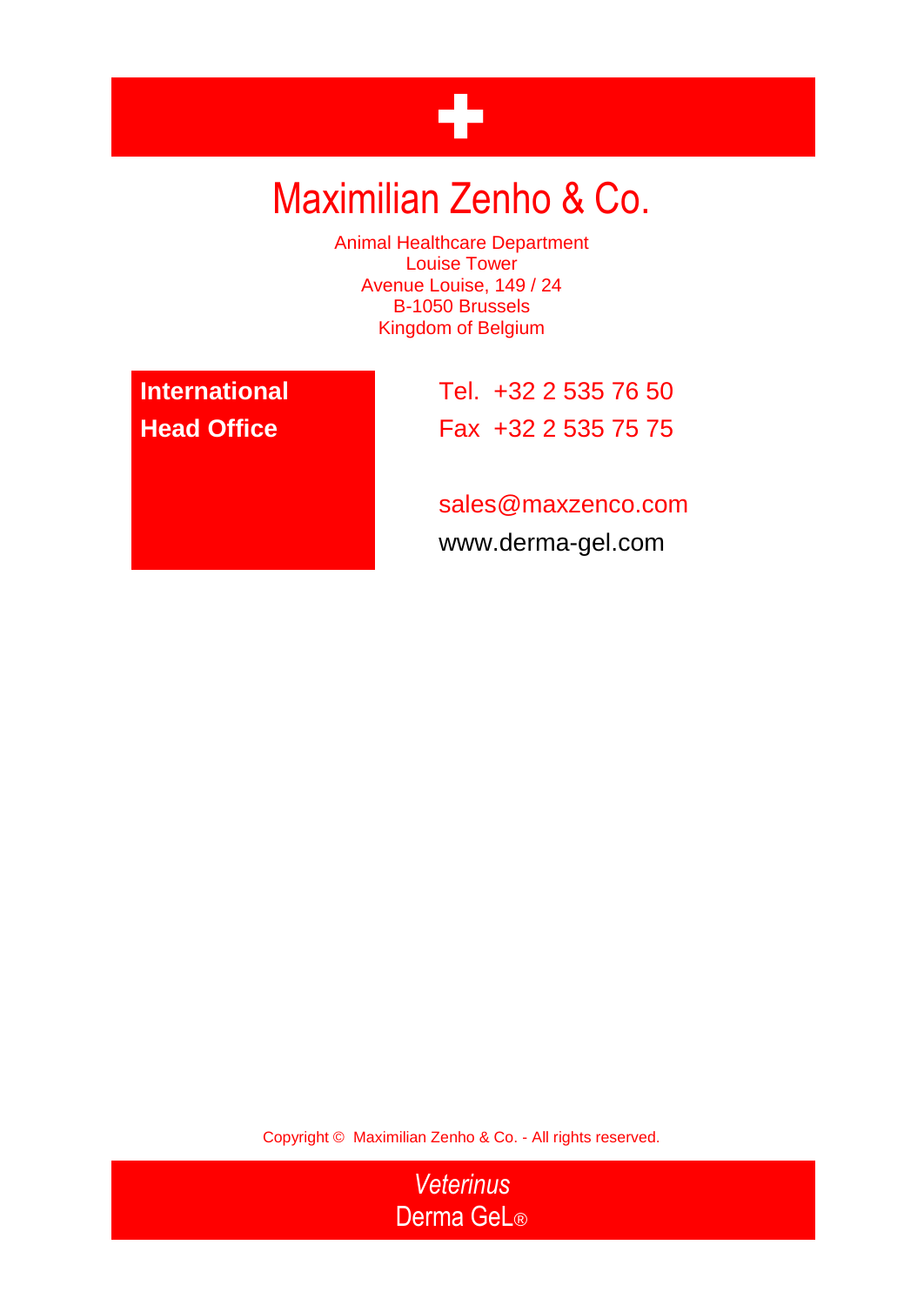# Maximilian Zenho & Co.

Animal Healthcare Department
Louise Tower
Avenue Louise, 149 / 24
B-1050 Brussels
Kingdom of Belgium

**International Head Office**

Tel. +32 2 535 76 50
Fax +32 2 535 75 75

sales@maxzenco.com
www.derma-gel.com

Copyright © Maximilian Zenho & Co. - All rights reserved.

*Veterinus*
Derma GeL®